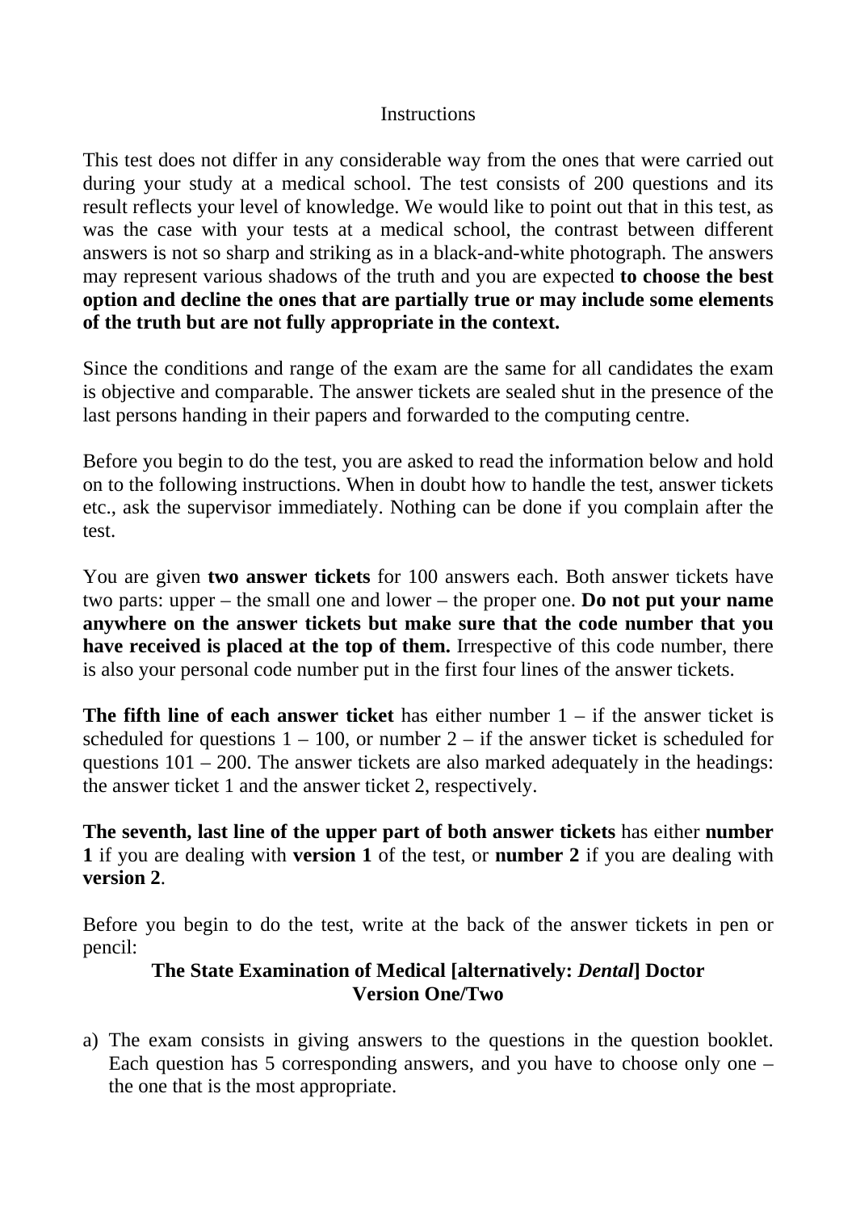# Instructions

This test does not differ in any considerable way from the ones that were carried out during your study at a medical school. The test consists of 200 questions and its result reflects your level of knowledge. We would like to point out that in this test, as was the case with your tests at a medical school, the contrast between different answers is not so sharp and striking as in a black-and-white photograph. The answers may represent various shadows of the truth and you are expected **to choose the best option and decline the ones that are partially true or may include some elements of the truth but are not fully appropriate in the context.**

Since the conditions and range of the exam are the same for all candidates the exam is objective and comparable. The answer tickets are sealed shut in the presence of the last persons handing in their papers and forwarded to the computing centre.

Before you begin to do the test, you are asked to read the information below and hold on to the following instructions. When in doubt how to handle the test, answer tickets etc., ask the supervisor immediately. Nothing can be done if you complain after the test.

You are given **two answer tickets** for 100 answers each. Both answer tickets have two parts: upper – the small one and lower – the proper one. **Do not put your name anywhere on the answer tickets but make sure that the code number that you have received is placed at the top of them.** Irrespective of this code number, there is also your personal code number put in the first four lines of the answer tickets.

**The fifth line of each answer ticket** has either number 1 – if the answer ticket is scheduled for questions 1 – 100, or number 2 – if the answer ticket is scheduled for questions 101 – 200. The answer tickets are also marked adequately in the headings: the answer ticket 1 and the answer ticket 2, respectively.

**The seventh, last line of the upper part of both answer tickets** has either **number 1** if you are dealing with **version 1** of the test, or **number 2** if you are dealing with **version 2**.

Before you begin to do the test, write at the back of the answer tickets in pen or pencil:

**The State Examination of Medical [alternatively: *Dental*] Doctor**
**Version One/Two**

a) The exam consists in giving answers to the questions in the question booklet. Each question has 5 corresponding answers, and you have to choose only one – the one that is the most appropriate.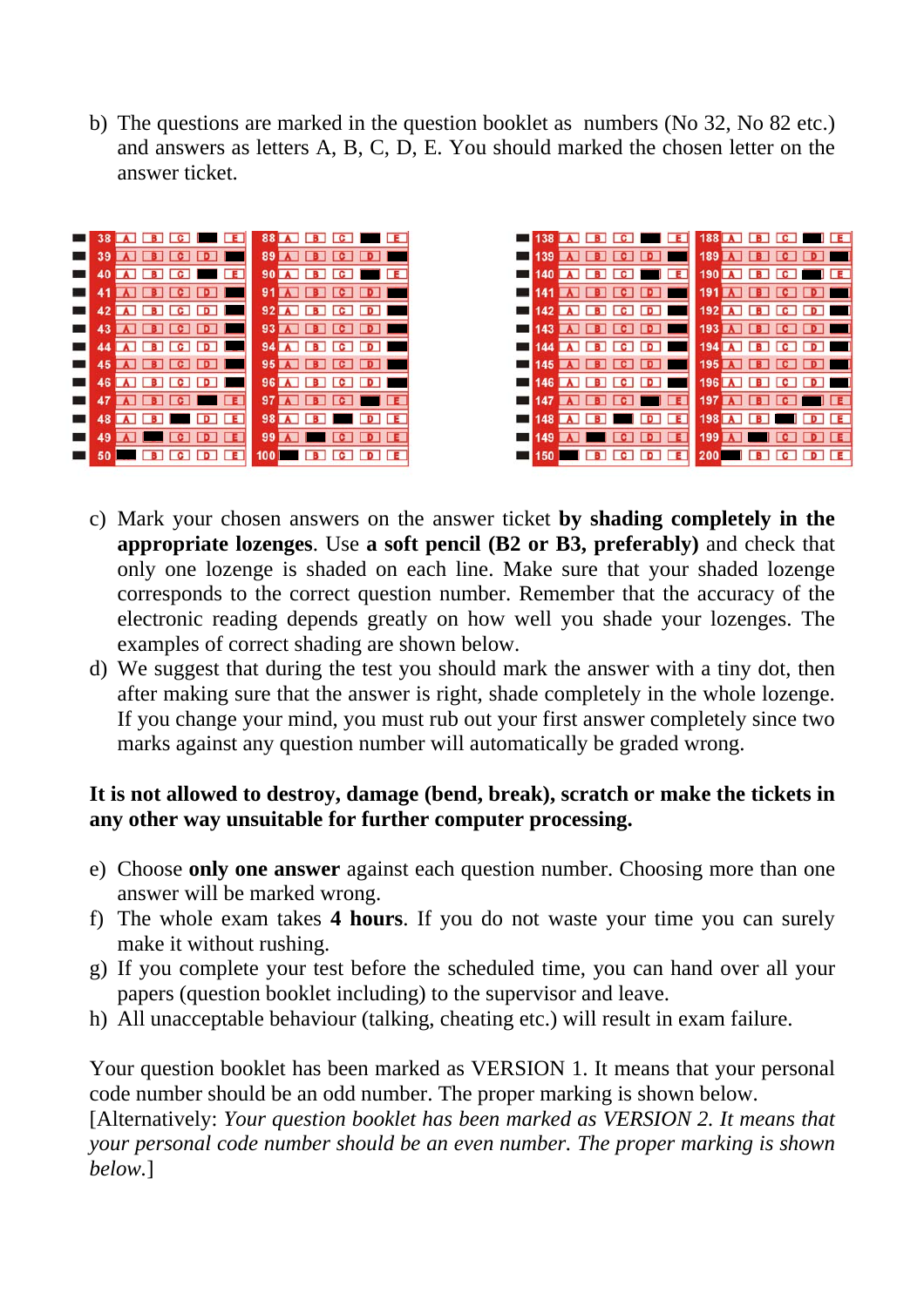b) The questions are marked in the question booklet as numbers (No 32, No 82 etc.) and answers as letters A, B, C, D, E. You should marked the chosen letter on the answer ticket.

c) Mark your chosen answers on the answer ticket **by shading completely in the appropriate lozenges**. Use **a soft pencil (B2 or B3, preferably)** and check that only one lozenge is shaded on each line. Make sure that your shaded lozenge corresponds to the correct question number. Remember that the accuracy of the electronic reading depends greatly on how well you shade your lozenges. The examples of correct shading are shown below.

d) We suggest that during the test you should mark the answer with a tiny dot, then after making sure that the answer is right, shade completely in the whole lozenge. If you change your mind, you must rub out your first answer completely since two marks against any question number will automatically be graded wrong.

**It is not allowed to destroy, damage (bend, break), scratch or make the tickets in any other way unsuitable for further computer processing.**

e) Choose **only one answer** against each question number. Choosing more than one answer will be marked wrong.

f) The whole exam takes **4 hours**. If you do not waste your time you can surely make it without rushing.

g) If you complete your test before the scheduled time, you can hand over all your papers (question booklet including) to the supervisor and leave.

h) All unacceptable behaviour (talking, cheating etc.) will result in exam failure.

Your question booklet has been marked as VERSION 1. It means that your personal code number should be an odd number. The proper marking is shown below.
[Alternatively: *Your question booklet has been marked as VERSION 2. It means that your personal code number should be an even number. The proper marking is shown below.*]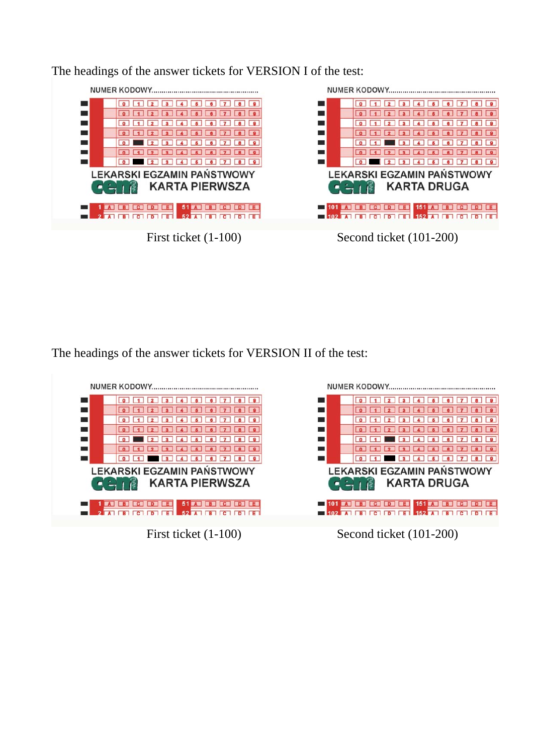The headings of the answer tickets for VERSION I of the test:

NUMER KODOWY.....................................................

LEKARSKI EGZAMIN PAŃSTWOWY

KARTA PIERWSZA

First ticket (1-100)

NUMER KODOWY.....................................................

LEKARSKI EGZAMIN PAŃSTWOWY

KARTA DRUGA

Second ticket (101-200)

The headings of the answer tickets for VERSION II of the test:

NUMER KODOWY.....................................................

LEKARSKI EGZAMIN PAŃSTWOWY

KARTA PIERWSZA

First ticket (1-100)

NUMER KODOWY.....................................................

LEKARSKI EGZAMIN PAŃSTWOWY

KARTA DRUGA

Second ticket (101-200)